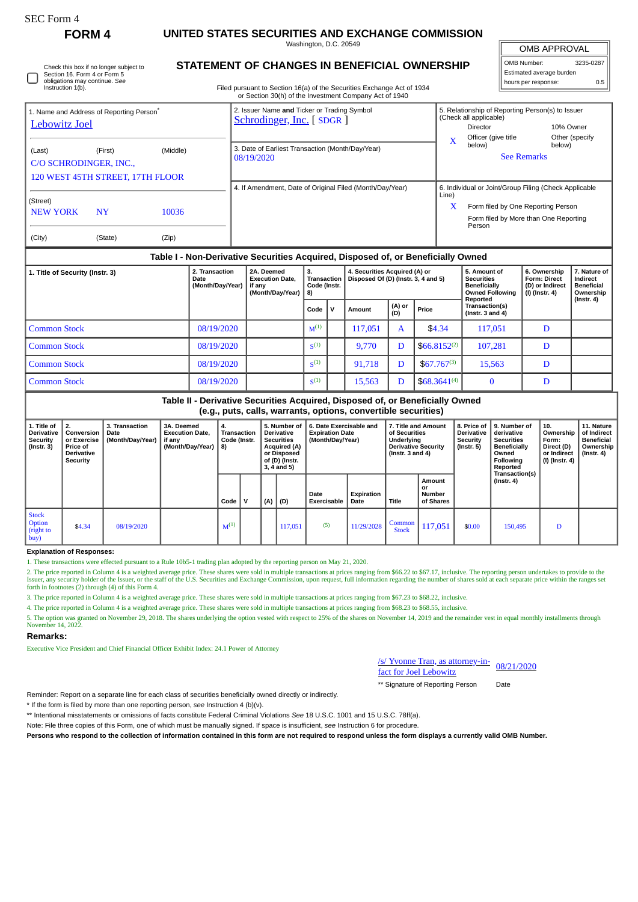SEC Form 4

# FORM 4

## UNITED STATES SECURITIES AND EXCHANGE COMMISSION

Washington, D.C. 20549

Check this box if no longer subject to Section 16. Form 4 or Form 5 obligations may continue. *See* Instruction 1(b).

## STATEMENT OF CHANGES IN BENEFICIAL OWNERSHIP

Filed pursuant to Section 16(a) of the Securities Exchange Act of 1934 or Section 30(h) of the Investment Company Act of 1940

| OMB APPROVAL | |
|---|---|
| OMB Number: | 3235-0287 |
| Estimated average burden | |
| hours per response: | 0.5 |

1. Name and Address of Reporting Person*
Lebowitz Joel

(Last) (First) (Middle)
C/O SCHRODINGER, INC.,
120 WEST 45TH STREET, 17TH FLOOR

(Street)
NEW YORK NY 10036

(City) (State) (Zip)

2. Issuer Name **and** Ticker or Trading Symbol
Schrodinger, Inc. [ SDGR ]

3. Date of Earliest Transaction (Month/Day/Year)
08/19/2020

4. If Amendment, Date of Original Filed (Month/Day/Year)

5. Relationship of Reporting Person(s) to Issuer (Check all applicable)
Director | 10% Owner
X Officer (give title below) | Other (specify below)
See Remarks

6. Individual or Joint/Group Filing (Check Applicable Line)
X Form filed by One Reporting Person
Form filed by More than One Reporting Person

## Table I - Non-Derivative Securities Acquired, Disposed of, or Beneficially Owned

| 1. Title of Security (Instr. 3) | 2. Transaction Date (Month/Day/Year) | 2A. Deemed Execution Date, if any (Month/Day/Year) | 3. Transaction Code (Instr. 8) | | 4. Securities Acquired (A) or Disposed Of (D) (Instr. 3, 4 and 5) | | | 5. Amount of Securities Beneficially Owned Following Reported Transaction(s) (Instr. 3 and 4) | 6. Ownership Form: Direct (D) or Indirect (I) (Instr. 4) | 7. Nature of Indirect Beneficial Ownership (Instr. 4) |
|---|---|---|---|---|---|---|---|---|---|---|
| | | | Code | V | Amount | (A) or (D) | Price | | | |
| Common Stock | 08/19/2020 | | M[(1)] | | 117,051 | A | $4.34 | 117,051 | D | |
| Common Stock | 08/19/2020 | | S[(1)] | | 9,770 | D | $66.8152[(2)] | 107,281 | D | |
| Common Stock | 08/19/2020 | | S[(1)] | | 91,718 | D | $67.767[(3)] | 15,563 | D | |
| Common Stock | 08/19/2020 | | S[(1)] | | 15,563 | D | $68.3641[(4)] | 0 | D | |

## Table II - Derivative Securities Acquired, Disposed of, or Beneficially Owned (e.g., puts, calls, warrants, options, convertible securities)

| 1. Title of Derivative Security (Instr. 3) | 2. Conversion or Exercise Price of Derivative Security | 3. Transaction Date (Month/Day/Year) | 3A. Deemed Execution Date, if any (Month/Day/Year) | 4. Transaction Code (Instr. 8) | | 5. Number of Derivative Securities Acquired (A) or Disposed of (D) (Instr. 3, 4 and 5) | | 6. Date Exercisable and Expiration Date (Month/Day/Year) | | 7. Title and Amount of Securities Underlying Derivative Security (Instr. 3 and 4) | | 8. Price of Derivative Security (Instr. 5) | 9. Number of derivative Securities Beneficially Owned Following Reported Transaction(s) (Instr. 4) | 10. Ownership Form: Direct (D) or Indirect (I) (Instr. 4) | 11. Nature of Indirect Beneficial Ownership (Instr. 4) |
|---|---|---|---|---|---|---|---|---|---|---|---|---|---|---|---|
| | | | | Code | V | (A) | (D) | Date Exercisable | Expiration Date | Title | Amount or Number of Shares | | | | |
| Stock Option (right to buy) | $4.34 | 08/19/2020 | | M[(1)] | | | 117,051 | (5) | 11/29/2028 | Common Stock | 117,051 | $0.00 | 150,495 | D | |

**Explanation of Responses:**

1. These transactions were effected pursuant to a Rule 10b5-1 trading plan adopted by the reporting person on May 21, 2020.

2. The price reported in Column 4 is a weighted average price. These shares were sold in multiple transactions at prices ranging from $66.22 to $67.17, inclusive. The reporting person undertakes to provide to the Issuer, any security holder of the Issuer, or the staff of the U.S. Securities and Exchange Commission, upon request, full information regarding the number of shares sold at each separate price within the ranges set forth in footnotes (2) through (4) of this Form 4.

3. The price reported in Column 4 is a weighted average price. These shares were sold in multiple transactions at prices ranging from $67.23 to $68.22, inclusive.

4. The price reported in Column 4 is a weighted average price. These shares were sold in multiple transactions at prices ranging from $68.23 to $68.55, inclusive.

5. The option was granted on November 29, 2018. The shares underlying the option vested with respect to 25% of the shares on November 14, 2019 and the remainder vest in equal monthly installments through November 14, 2022.

## Remarks:

Executive Vice President and Chief Financial Officer Exhibit Index: 24.1 Power of Attorney

/s/ Yvonne Tran, as attorney-in-fact for Joel Lebowitz — 08/21/2020

** Signature of Reporting Person — Date

Reminder: Report on a separate line for each class of securities beneficially owned directly or indirectly.

* If the form is filed by more than one reporting person, *see* Instruction 4 (b)(v).

** Intentional misstatements or omissions of facts constitute Federal Criminal Violations *See* 18 U.S.C. 1001 and 15 U.S.C. 78ff(a).

Note: File three copies of this Form, one of which must be manually signed. If space is insufficient, *see* Instruction 6 for procedure.

**Persons who respond to the collection of information contained in this form are not required to respond unless the form displays a currently valid OMB Number.**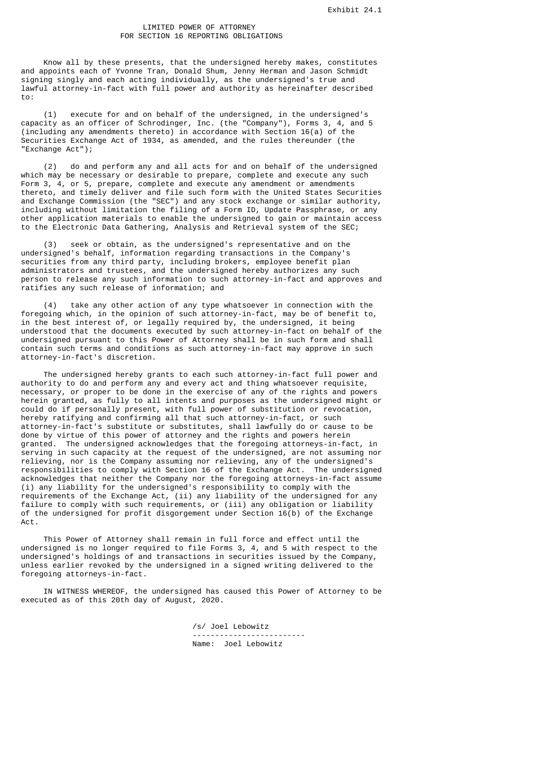Exhibit 24.1

# LIMITED POWER OF ATTORNEY FOR SECTION 16 REPORTING OBLIGATIONS

Know all by these presents, that the undersigned hereby makes, constitutes and appoints each of Yvonne Tran, Donald Shum, Jenny Herman and Jason Schmidt signing singly and each acting individually, as the undersigned's true and lawful attorney-in-fact with full power and authority as hereinafter described to:

(1) execute for and on behalf of the undersigned, in the undersigned's capacity as an officer of Schrodinger, Inc. (the "Company"), Forms 3, 4, and 5 (including any amendments thereto) in accordance with Section 16(a) of the Securities Exchange Act of 1934, as amended, and the rules thereunder (the "Exchange Act");

(2) do and perform any and all acts for and on behalf of the undersigned which may be necessary or desirable to prepare, complete and execute any such Form 3, 4, or 5, prepare, complete and execute any amendment or amendments thereto, and timely deliver and file such form with the United States Securities and Exchange Commission (the "SEC") and any stock exchange or similar authority, including without limitation the filing of a Form ID, Update Passphrase, or any other application materials to enable the undersigned to gain or maintain access to the Electronic Data Gathering, Analysis and Retrieval system of the SEC;

(3) seek or obtain, as the undersigned's representative and on the undersigned's behalf, information regarding transactions in the Company's securities from any third party, including brokers, employee benefit plan administrators and trustees, and the undersigned hereby authorizes any such person to release any such information to such attorney-in-fact and approves and ratifies any such release of information; and

(4) take any other action of any type whatsoever in connection with the foregoing which, in the opinion of such attorney-in-fact, may be of benefit to, in the best interest of, or legally required by, the undersigned, it being understood that the documents executed by such attorney-in-fact on behalf of the undersigned pursuant to this Power of Attorney shall be in such form and shall contain such terms and conditions as such attorney-in-fact may approve in such attorney-in-fact's discretion.

The undersigned hereby grants to each such attorney-in-fact full power and authority to do and perform any and every act and thing whatsoever requisite, necessary, or proper to be done in the exercise of any of the rights and powers herein granted, as fully to all intents and purposes as the undersigned might or could do if personally present, with full power of substitution or revocation, hereby ratifying and confirming all that such attorney-in-fact, or such attorney-in-fact's substitute or substitutes, shall lawfully do or cause to be done by virtue of this power of attorney and the rights and powers herein granted. The undersigned acknowledges that the foregoing attorneys-in-fact, in serving in such capacity at the request of the undersigned, are not assuming nor relieving, nor is the Company assuming nor relieving, any of the undersigned's responsibilities to comply with Section 16 of the Exchange Act. The undersigned acknowledges that neither the Company nor the foregoing attorneys-in-fact assume (i) any liability for the undersigned's responsibility to comply with the requirements of the Exchange Act, (ii) any liability of the undersigned for any failure to comply with such requirements, or (iii) any obligation or liability of the undersigned for profit disgorgement under Section 16(b) of the Exchange Act.

This Power of Attorney shall remain in full force and effect until the undersigned is no longer required to file Forms 3, 4, and 5 with respect to the undersigned's holdings of and transactions in securities issued by the Company, unless earlier revoked by the undersigned in a signed writing delivered to the foregoing attorneys-in-fact.

IN WITNESS WHEREOF, the undersigned has caused this Power of Attorney to be executed as of this 20th day of August, 2020.

/s/ Joel Lebowitz

-------------------------

Name: Joel Lebowitz